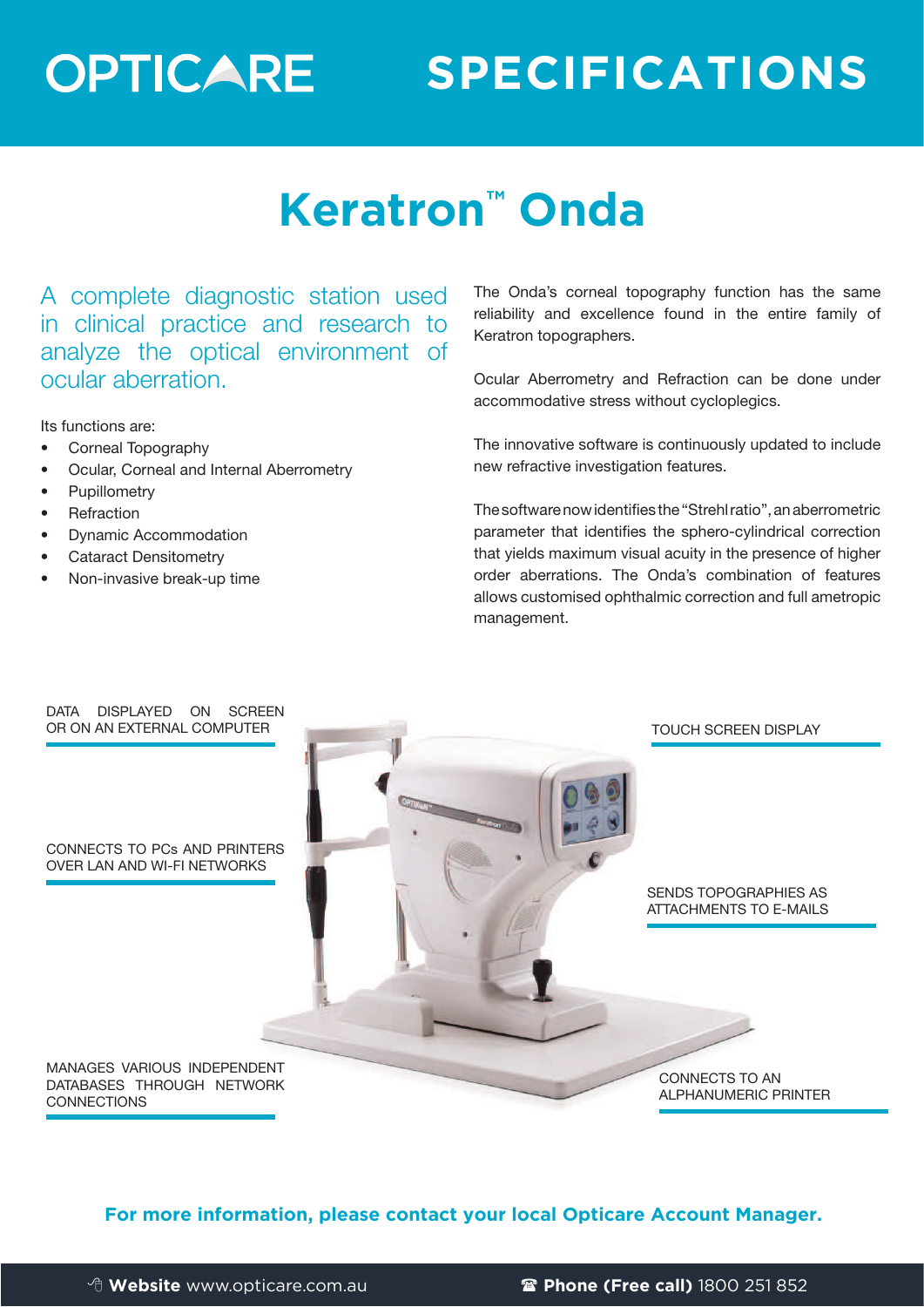# OPTICARE SPECIFICATIONS

# Keratron™ Onda

A complete diagnostic station used in clinical practice and research to analyze the optical environment of ocular aberration.

Its functions are:

- Corneal Topography
- Ocular, Corneal and Internal Aberrometry
- Pupillometry
- Refraction
- Dynamic Accommodation
- Cataract Densitometry
- Non-invasive break-up time

The Onda's corneal topography function has the same reliability and excellence found in the entire family of Keratron topographers.

Ocular Aberrometry and Refraction can be done under accommodative stress without cycloplegics.

The innovative software is continuously updated to include new refractive investigation features.

The software now identifies the "Strehl ratio", an aberrometric parameter that identifies the sphero-cylindrical correction that yields maximum visual acuity in the presence of higher order aberrations. The Onda's combination of features allows customised ophthalmic correction and full ametropic management.

DATA DISPLAYED ON SCREEN OR ON AN EXTERNAL COMPUTER

TOUCH SCREEN DISPLAY

CONNECTS TO PCs AND PRINTERS OVER LAN AND WI-FI NETWORKS

SENDS TOPOGRAPHIES AS ATTACHMENTS TO E-MAILS

MANAGES VARIOUS INDEPENDENT DATABASES THROUGH NETWORK CONNECTIONS

CONNECTS TO AN ALPHANUMERIC PRINTER

**For more information, please contact your local Opticare Account Manager.**

**Website** www.opticare.com.au **Phone (Free call)** 1800 251 852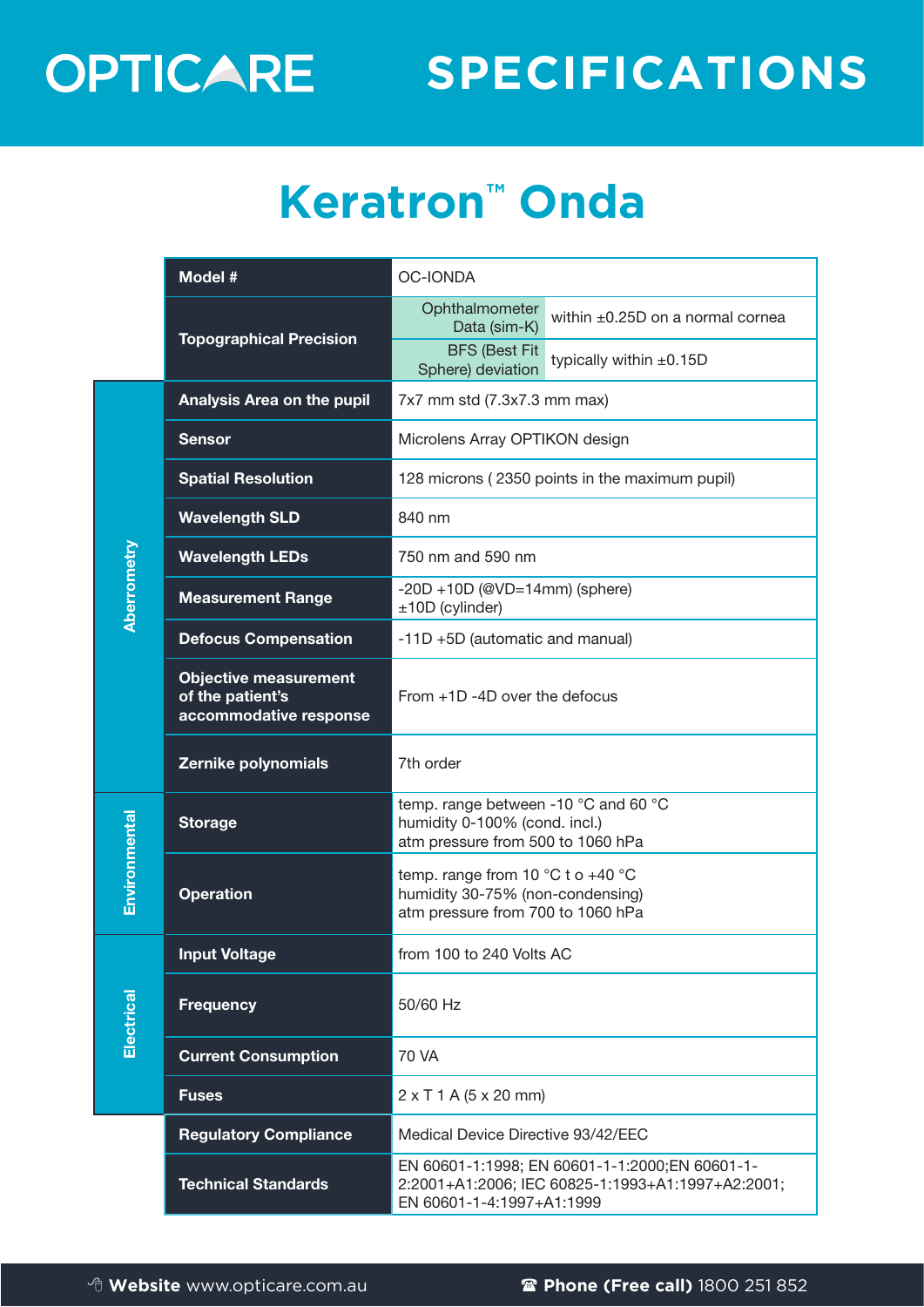# OPTICARE SPECIFICATIONS

## Keratron™ Onda

| | | | |
|---|---|---|---|
| | Model # | OC-IONDA | |
| | Topographical Precision | Ophthalmometer Data (sim-K) | within ±0.25D on a normal cornea |
| | | BFS (Best Fit Sphere) deviation | typically within ±0.15D |
| Aberrometry | Analysis Area on the pupil | 7x7 mm std (7.3x7.3 mm max) | |
| | Sensor | Microlens Array OPTIKON design | |
| | Spatial Resolution | 128 microns ( 2350 points in the maximum pupil) | |
| | Wavelength SLD | 840 nm | |
| | Wavelength LEDs | 750 nm and 590 nm | |
| | Measurement Range | -20D +10D (@VD=14mm) (sphere) ±10D (cylinder) | |
| | Defocus Compensation | -11D +5D (automatic and manual) | |
| | Objective measurement of the patient's accommodative response | From +1D -4D over the defocus | |
| | Zernike polynomials | 7th order | |
| Environmental | Storage | temp. range between -10 °C and 60 °C<br>humidity 0-100% (cond. incl.)<br>atm pressure from 500 to 1060 hPa | |
| | Operation | temp. range from 10 °C t o +40 °C<br>humidity 30-75% (non-condensing)<br>atm pressure from 700 to 1060 hPa | |
| Electrical | Input Voltage | from 100 to 240 Volts AC | |
| | Frequency | 50/60 Hz | |
| | Current Consumption | 70 VA | |
| | Fuses | 2 x T 1 A (5 x 20 mm) | |
| | Regulatory Compliance | Medical Device Directive 93/42/EEC | |
| | Technical Standards | EN 60601-1:1998; EN 60601-1-1:2000;EN 60601-1-2:2001+A1:2006; IEC 60825-1:1993+A1:1997+A2:2001; EN 60601-1-4:1997+A1:1999 | |

**Website** www.opticare.com.au **Phone (Free call)** 1800 251 852